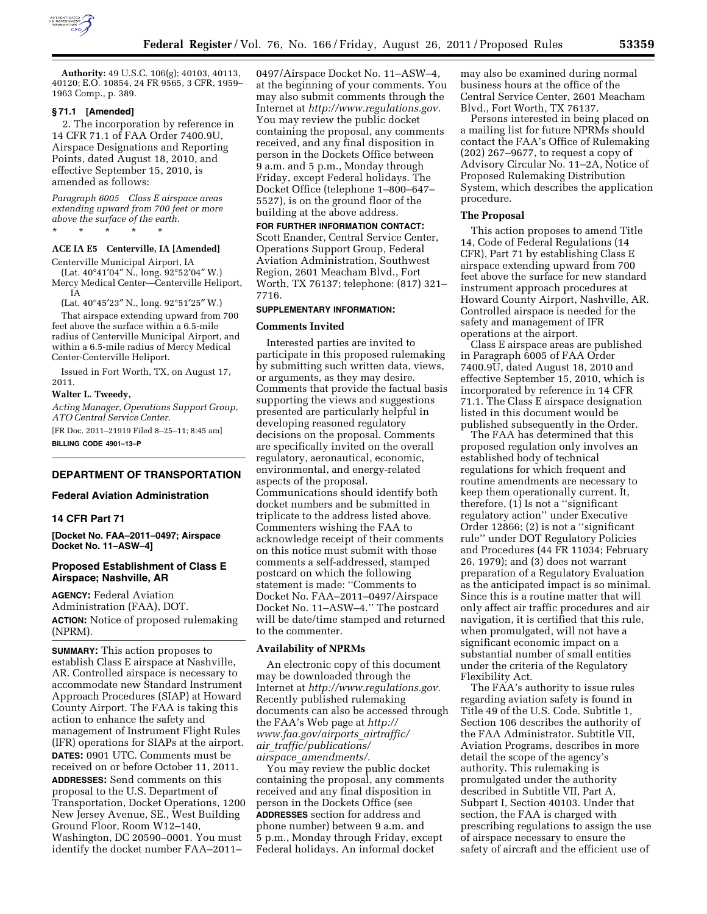**Authority:** 49 U.S.C. 106(g); 40103, 40113, 40120; E.O. 10854, 24 FR 9565, 3 CFR, 1959–1963 Comp., p. 389.

**§ 71.1 [Amended]**

2. The incorporation by reference in 14 CFR 71.1 of FAA Order 7400.9U, Airspace Designations and Reporting Points, dated August 18, 2010, and effective September 15, 2010, is amended as follows:

*Paragraph 6005 Class E airspace areas extending upward from 700 feet or more above the surface of the earth.*

\* \* \* \* \*

**ACE IA E5 Centerville, IA [Amended]**

Centerville Municipal Airport, IA
(Lat. 40°41′04″ N., long. 92°52′04″ W.)
Mercy Medical Center—Centerville Heliport, IA
(Lat. 40°45′23″ N., long. 92°51′25″ W.)

That airspace extending upward from 700 feet above the surface within a 6.5-mile radius of Centerville Municipal Airport, and within a 6.5-mile radius of Mercy Medical Center-Centerville Heliport.

Issued in Fort Worth, TX, on August 17, 2011.

**Walter L. Tweedy,**

*Acting Manager, Operations Support Group, ATO Central Service Center.*

[FR Doc. 2011–21919 Filed 8–25–11; 8:45 am]

**BILLING CODE 4901–13–P**

---

## DEPARTMENT OF TRANSPORTATION

### Federal Aviation Administration

### 14 CFR Part 71

**[Docket No. FAA–2011–0497; Airspace Docket No. 11–ASW–4]**

### Proposed Establishment of Class E Airspace; Nashville, AR

**AGENCY:** Federal Aviation Administration (FAA), DOT.

**ACTION:** Notice of proposed rulemaking (NPRM).

**SUMMARY:** This action proposes to establish Class E airspace at Nashville, AR. Controlled airspace is necessary to accommodate new Standard Instrument Approach Procedures (SIAP) at Howard County Airport. The FAA is taking this action to enhance the safety and management of Instrument Flight Rules (IFR) operations for SIAPs at the airport.

**DATES:** 0901 UTC. Comments must be received on or before October 11, 2011.

**ADDRESSES:** Send comments on this proposal to the U.S. Department of Transportation, Docket Operations, 1200 New Jersey Avenue, SE., West Building Ground Floor, Room W12–140, Washington, DC 20590–0001. You must identify the docket number FAA–2011–0497/Airspace Docket No. 11–ASW–4, at the beginning of your comments. You may also submit comments through the Internet at *http://www.regulations.gov.* You may review the public docket containing the proposal, any comments received, and any final disposition in person in the Dockets Office between 9 a.m. and 5 p.m., Monday through Friday, except Federal holidays. The Docket Office (telephone 1–800–647–5527), is on the ground floor of the building at the above address.

**FOR FURTHER INFORMATION CONTACT:** Scott Enander, Central Service Center, Operations Support Group, Federal Aviation Administration, Southwest Region, 2601 Meacham Blvd., Fort Worth, TX 76137; telephone: (817) 321–7716.

**SUPPLEMENTARY INFORMATION:**

**Comments Invited**

Interested parties are invited to participate in this proposed rulemaking by submitting such written data, views, or arguments, as they may desire. Comments that provide the factual basis supporting the views and suggestions presented are particularly helpful in developing reasoned regulatory decisions on the proposal. Comments are specifically invited on the overall regulatory, aeronautical, economic, environmental, and energy-related aspects of the proposal. Communications should identify both docket numbers and be submitted in triplicate to the address listed above. Commenters wishing the FAA to acknowledge receipt of their comments on this notice must submit with those comments a self-addressed, stamped postcard on which the following statement is made: ''Comments to Docket No. FAA–2011–0497/Airspace Docket No. 11–ASW–4.'' The postcard will be date/time stamped and returned to the commenter.

**Availability of NPRMs**

An electronic copy of this document may be downloaded through the Internet at *http://www.regulations.gov.* Recently published rulemaking documents can also be accessed through the FAA's Web page at *http://www.faa.gov/airports_airtraffic/air_traffic/publications/airspace_amendments/.*

You may review the public docket containing the proposal, any comments received and any final disposition in person in the Dockets Office (see **ADDRESSES** section for address and phone number) between 9 a.m. and 5 p.m., Monday through Friday, except Federal holidays. An informal docket may also be examined during normal business hours at the office of the Central Service Center, 2601 Meacham Blvd., Fort Worth, TX 76137.

Persons interested in being placed on a mailing list for future NPRMs should contact the FAA's Office of Rulemaking (202) 267–9677, to request a copy of Advisory Circular No. 11–2A, Notice of Proposed Rulemaking Distribution System, which describes the application procedure.

**The Proposal**

This action proposes to amend Title 14, Code of Federal Regulations (14 CFR), Part 71 by establishing Class E airspace extending upward from 700 feet above the surface for new standard instrument approach procedures at Howard County Airport, Nashville, AR. Controlled airspace is needed for the safety and management of IFR operations at the airport.

Class E airspace areas are published in Paragraph 6005 of FAA Order 7400.9U, dated August 18, 2010 and effective September 15, 2010, which is incorporated by reference in 14 CFR 71.1. The Class E airspace designation listed in this document would be published subsequently in the Order.

The FAA has determined that this proposed regulation only involves an established body of technical regulations for which frequent and routine amendments are necessary to keep them operationally current. It, therefore, (1) Is not a ''significant regulatory action'' under Executive Order 12866; (2) is not a ''significant rule'' under DOT Regulatory Policies and Procedures (44 FR 11034; February 26, 1979); and (3) does not warrant preparation of a Regulatory Evaluation as the anticipated impact is so minimal. Since this is a routine matter that will only affect air traffic procedures and air navigation, it is certified that this rule, when promulgated, will not have a significant economic impact on a substantial number of small entities under the criteria of the Regulatory Flexibility Act.

The FAA's authority to issue rules regarding aviation safety is found in Title 49 of the U.S. Code. Subtitle 1, Section 106 describes the authority of the FAA Administrator. Subtitle VII, Aviation Programs, describes in more detail the scope of the agency's authority. This rulemaking is promulgated under the authority described in Subtitle VII, Part A, Subpart I, Section 40103. Under that section, the FAA is charged with prescribing regulations to assign the use of airspace necessary to ensure the safety of aircraft and the efficient use of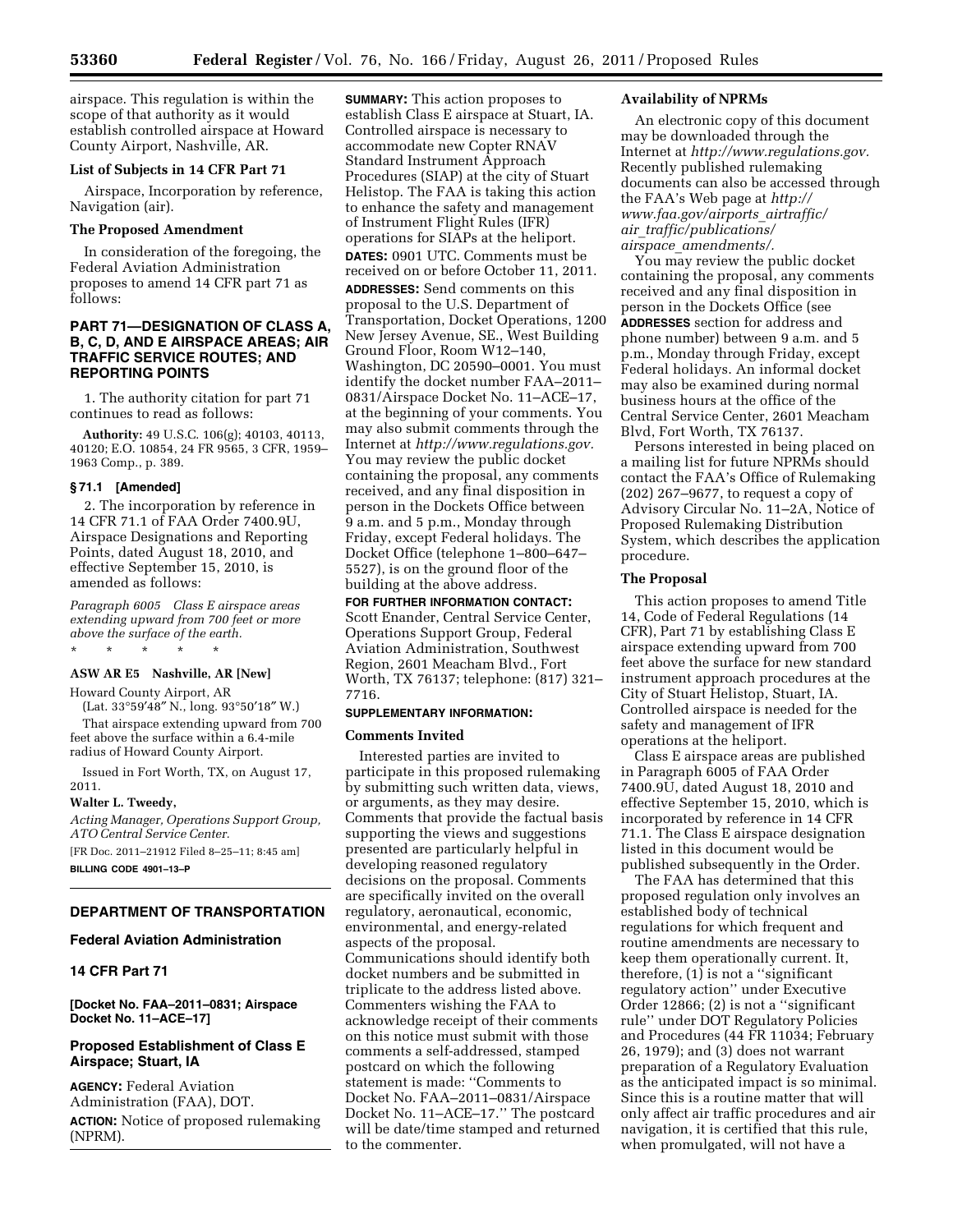airspace. This regulation is within the scope of that authority as it would establish controlled airspace at Howard County Airport, Nashville, AR.

**List of Subjects in 14 CFR Part 71**

Airspace, Incorporation by reference, Navigation (air).

**The Proposed Amendment**

In consideration of the foregoing, the Federal Aviation Administration proposes to amend 14 CFR part 71 as follows:

## PART 71—DESIGNATION OF CLASS A, B, C, D, AND E AIRSPACE AREAS; AIR TRAFFIC SERVICE ROUTES; AND REPORTING POINTS

1. The authority citation for part 71 continues to read as follows:

**Authority:** 49 U.S.C. 106(g); 40103, 40113, 40120; E.O. 10854, 24 FR 9565, 3 CFR, 1959–1963 Comp., p. 389.

### § 71.1 [Amended]

2. The incorporation by reference in 14 CFR 71.1 of FAA Order 7400.9U, Airspace Designations and Reporting Points, dated August 18, 2010, and effective September 15, 2010, is amended as follows:

*Paragraph 6005 Class E airspace areas extending upward from 700 feet or more above the surface of the earth.*

\* \* \* \* \*

**ASW AR E5 Nashville, AR [New]**

Howard County Airport, AR

(Lat. 33°59′48″ N., long. 93°50′18″ W.)

That airspace extending upward from 700 feet above the surface within a 6.4-mile radius of Howard County Airport.

Issued in Fort Worth, TX, on August 17, 2011.

**Walter L. Tweedy,**

*Acting Manager, Operations Support Group, ATO Central Service Center.*

[FR Doc. 2011–21912 Filed 8–25–11; 8:45 am]

**BILLING CODE 4901–13–P**

---

## DEPARTMENT OF TRANSPORTATION

### Federal Aviation Administration

### 14 CFR Part 71

**[Docket No. FAA–2011–0831; Airspace Docket No. 11–ACE–17]**

### Proposed Establishment of Class E Airspace; Stuart, IA

**AGENCY:** Federal Aviation Administration (FAA), DOT.

**ACTION:** Notice of proposed rulemaking (NPRM).

---

**SUMMARY:** This action proposes to establish Class E airspace at Stuart, IA. Controlled airspace is necessary to accommodate new Copter RNAV Standard Instrument Approach Procedures (SIAP) at the city of Stuart Helistop. The FAA is taking this action to enhance the safety and management of Instrument Flight Rules (IFR) operations for SIAPs at the heliport.

**DATES:** 0901 UTC. Comments must be received on or before October 11, 2011.

**ADDRESSES:** Send comments on this proposal to the U.S. Department of Transportation, Docket Operations, 1200 New Jersey Avenue, SE., West Building Ground Floor, Room W12–140, Washington, DC 20590–0001. You must identify the docket number FAA–2011–0831/Airspace Docket No. 11–ACE–17, at the beginning of your comments. You may also submit comments through the Internet at *http://www.regulations.gov.* You may review the public docket containing the proposal, any comments received, and any final disposition in person in the Dockets Office between 9 a.m. and 5 p.m., Monday through Friday, except Federal holidays. The Docket Office (telephone 1–800–647–5527), is on the ground floor of the building at the above address.

**FOR FURTHER INFORMATION CONTACT:** Scott Enander, Central Service Center, Operations Support Group, Federal Aviation Administration, Southwest Region, 2601 Meacham Blvd., Fort Worth, TX 76137; telephone: (817) 321–7716.

**SUPPLEMENTARY INFORMATION:**

**Comments Invited**

Interested parties are invited to participate in this proposed rulemaking by submitting such written data, views, or arguments, as they may desire. Comments that provide the factual basis supporting the views and suggestions presented are particularly helpful in developing reasoned regulatory decisions on the proposal. Comments are specifically invited on the overall regulatory, aeronautical, economic, environmental, and energy-related aspects of the proposal. Communications should identify both docket numbers and be submitted in triplicate to the address listed above. Commenters wishing the FAA to acknowledge receipt of their comments on this notice must submit with those comments a self-addressed, stamped postcard on which the following statement is made: "Comments to Docket No. FAA–2011–0831/Airspace Docket No. 11–ACE–17." The postcard will be date/time stamped and returned to the commenter.

**Availability of NPRMs**

An electronic copy of this document may be downloaded through the Internet at *http://www.regulations.gov.* Recently published rulemaking documents can also be accessed through the FAA's Web page at *http://www.faa.gov/airports_airtraffic/air_traffic/publications/airspace_amendments/.*

You may review the public docket containing the proposal, any comments received and any final disposition in person in the Dockets Office (see **ADDRESSES** section for address and phone number) between 9 a.m. and 5 p.m., Monday through Friday, except Federal holidays. An informal docket may also be examined during normal business hours at the office of the Central Service Center, 2601 Meacham Blvd, Fort Worth, TX 76137.

Persons interested in being placed on a mailing list for future NPRMs should contact the FAA's Office of Rulemaking (202) 267–9677, to request a copy of Advisory Circular No. 11–2A, Notice of Proposed Rulemaking Distribution System, which describes the application procedure.

**The Proposal**

This action proposes to amend Title 14, Code of Federal Regulations (14 CFR), Part 71 by establishing Class E airspace extending upward from 700 feet above the surface for new standard instrument approach procedures at the City of Stuart Helistop, Stuart, IA. Controlled airspace is needed for the safety and management of IFR operations at the heliport.

Class E airspace areas are published in Paragraph 6005 of FAA Order 7400.9U, dated August 18, 2010 and effective September 15, 2010, which is incorporated by reference in 14 CFR 71.1. The Class E airspace designation listed in this document would be published subsequently in the Order.

The FAA has determined that this proposed regulation only involves an established body of technical regulations for which frequent and routine amendments are necessary to keep them operationally current. It, therefore, (1) is not a "significant regulatory action" under Executive Order 12866; (2) is not a "significant rule" under DOT Regulatory Policies and Procedures (44 FR 11034; February 26, 1979); and (3) does not warrant preparation of a Regulatory Evaluation as the anticipated impact is so minimal. Since this is a routine matter that will only affect air traffic procedures and air navigation, it is certified that this rule, when promulgated, will not have a